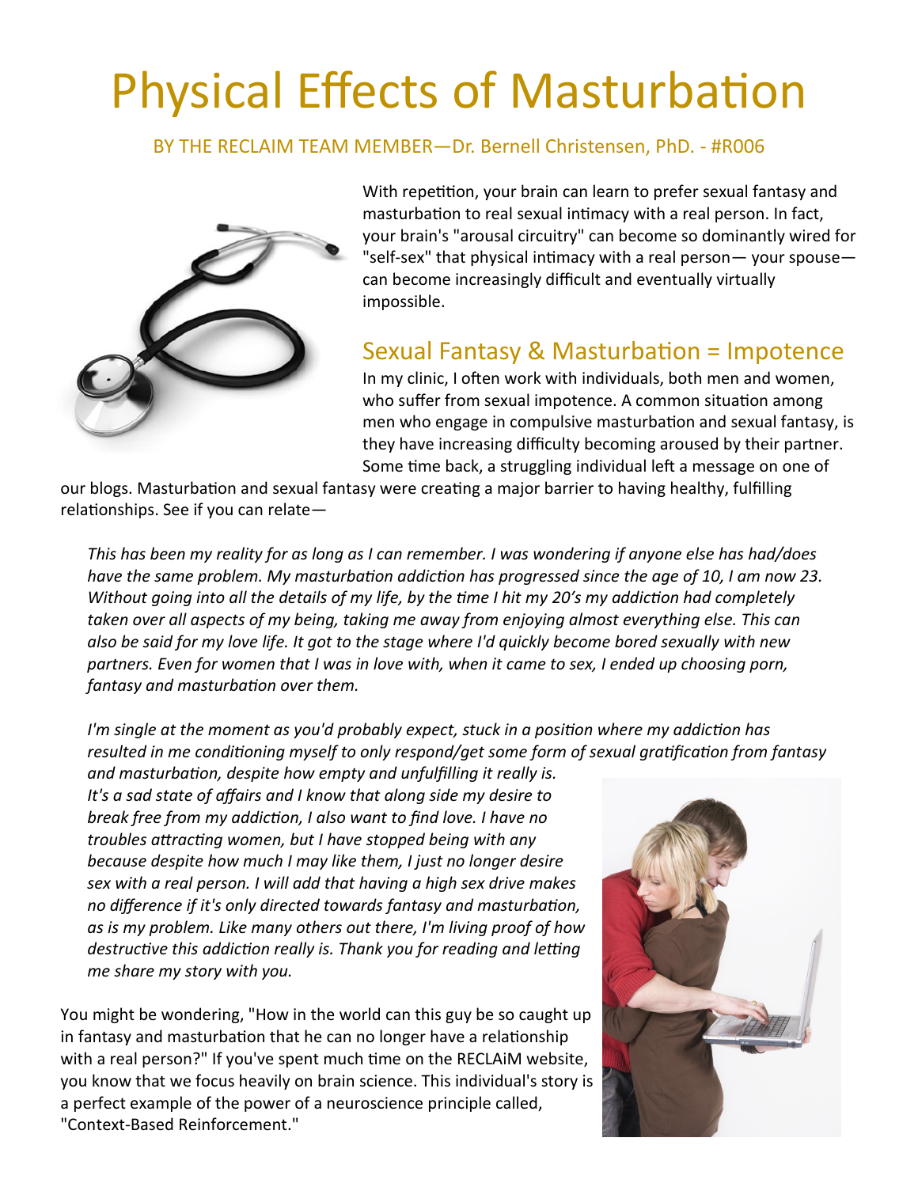# Physical Effects of Masturbation

BY THE RECLAIM TEAM MEMBER—Dr. Bernell Christensen, PhD. - #R006

With repetition, your brain can learn to prefer sexual fantasy and masturbation to real sexual intimacy with a real person. In fact, your brain's "arousal circuitry" can become so dominantly wired for "self-sex" that physical intimacy with a real person— your spouse— can become increasingly difficult and eventually virtually impossible.

## Sexual Fantasy & Masturbation = Impotence

In my clinic, I often work with individuals, both men and women, who suffer from sexual impotence. A common situation among men who engage in compulsive masturbation and sexual fantasy, is they have increasing difficulty becoming aroused by their partner. Some time back, a struggling individual left a message on one of our blogs. Masturbation and sexual fantasy were creating a major barrier to having healthy, fulfilling relationships. See if you can relate—

> *This has been my reality for as long as I can remember. I was wondering if anyone else has had/does have the same problem. My masturbation addiction has progressed since the age of 10, I am now 23. Without going into all the details of my life, by the time I hit my 20's my addiction had completely taken over all aspects of my being, taking me away from enjoying almost everything else. This can also be said for my love life. It got to the stage where I'd quickly become bored sexually with new partners. Even for women that I was in love with, when it came to sex, I ended up choosing porn, fantasy and masturbation over them.*
>
> *I'm single at the moment as you'd probably expect, stuck in a position where my addiction has resulted in me conditioning myself to only respond/get some form of sexual gratification from fantasy and masturbation, despite how empty and unfulfilling it really is. It's a sad state of affairs and I know that along side my desire to break free from my addiction, I also want to find love. I have no troubles attracting women, but I have stopped being with any because despite how much I may like them, I just no longer desire sex with a real person. I will add that having a high sex drive makes no difference if it's only directed towards fantasy and masturbation, as is my problem. Like many others out there, I'm living proof of how destructive this addiction really is. Thank you for reading and letting me share my story with you.*

You might be wondering, "How in the world can this guy be so caught up in fantasy and masturbation that he can no longer have a relationship with a real person?" If you've spent much time on the RECLAiM website, you know that we focus heavily on brain science. This individual's story is a perfect example of the power of a neuroscience principle called, "Context-Based Reinforcement."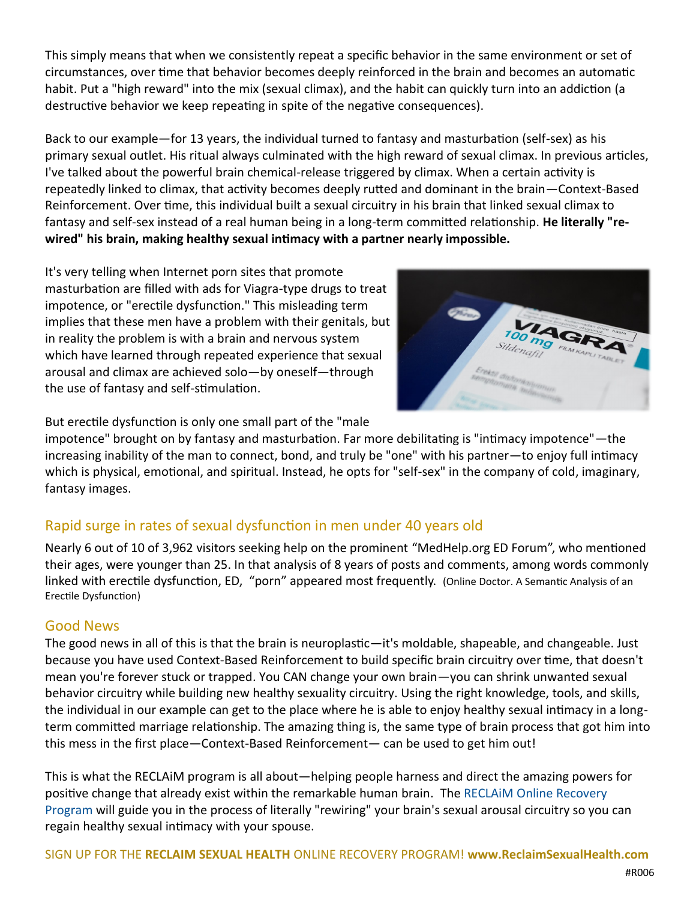This simply means that when we consistently repeat a specific behavior in the same environment or set of circumstances, over time that behavior becomes deeply reinforced in the brain and becomes an automatic habit. Put a "high reward" into the mix (sexual climax), and the habit can quickly turn into an addiction (a destructive behavior we keep repeating in spite of the negative consequences).

Back to our example—for 13 years, the individual turned to fantasy and masturbation (self-sex) as his primary sexual outlet. His ritual always culminated with the high reward of sexual climax. In previous articles, I've talked about the powerful brain chemical-release triggered by climax. When a certain activity is repeatedly linked to climax, that activity becomes deeply rutted and dominant in the brain—Context-Based Reinforcement. Over time, this individual built a sexual circuitry in his brain that linked sexual climax to fantasy and self-sex instead of a real human being in a long-term committed relationship. **He literally "re-wired" his brain, making healthy sexual intimacy with a partner nearly impossible.**

It's very telling when Internet porn sites that promote masturbation are filled with ads for Viagra-type drugs to treat impotence, or "erectile dysfunction." This misleading term implies that these men have a problem with their genitals, but in reality the problem is with a brain and nervous system which have learned through repeated experience that sexual arousal and climax are achieved solo—by oneself—through the use of fantasy and self-stimulation.

But erectile dysfunction is only one small part of the "male impotence" brought on by fantasy and masturbation. Far more debilitating is "intimacy impotence"—the increasing inability of the man to connect, bond, and truly be "one" with his partner—to enjoy full intimacy which is physical, emotional, and spiritual. Instead, he opts for "self-sex" in the company of cold, imaginary, fantasy images.

## Rapid surge in rates of sexual dysfunction in men under 40 years old

Nearly 6 out of 10 of 3,962 visitors seeking help on the prominent "MedHelp.org ED Forum", who mentioned their ages, were younger than 25. In that analysis of 8 years of posts and comments, among words commonly linked with erectile dysfunction, ED, "porn" appeared most frequently. (Online Doctor. A Semantic Analysis of an Erectile Dysfunction)

## Good News

The good news in all of this is that the brain is neuroplastic—it's moldable, shapeable, and changeable. Just because you have used Context-Based Reinforcement to build specific brain circuitry over time, that doesn't mean you're forever stuck or trapped. You CAN change your own brain—you can shrink unwanted sexual behavior circuitry while building new healthy sexuality circuitry. Using the right knowledge, tools, and skills, the individual in our example can get to the place where he is able to enjoy healthy sexual intimacy in a long-term committed marriage relationship. The amazing thing is, the same type of brain process that got him into this mess in the first place—Context-Based Reinforcement— can be used to get him out!

This is what the RECLAiM program is all about—helping people harness and direct the amazing powers for positive change that already exist within the remarkable human brain. The RECLAiM Online Recovery Program will guide you in the process of literally "rewiring" your brain's sexual arousal circuitry so you can regain healthy sexual intimacy with your spouse.

SIGN UP FOR THE **RECLAIM SEXUAL HEALTH** ONLINE RECOVERY PROGRAM! **www.ReclaimSexualHealth.com**

#R006